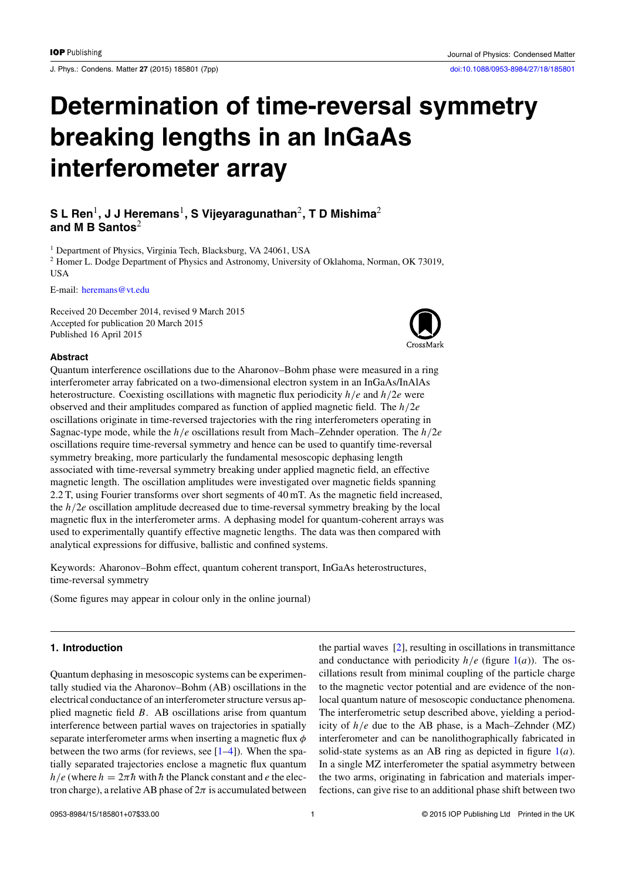# Determination of time-reversal symmetry breaking lengths in an InGaAs interferometer array

**S L Ren[1], J J Heremans[1], S Vijeyaragunathan[2], T D Mishima[2] and M B Santos[2]**

[1] Department of Physics, Virginia Tech, Blacksburg, VA 24061, USA

[2] Homer L. Dodge Department of Physics and Astronomy, University of Oklahoma, Norman, OK 73019, USA

E-mail: heremans@vt.edu

Received 20 December 2014, revised 9 March 2015
Accepted for publication 20 March 2015
Published 16 April 2015

### Abstract

Quantum interference oscillations due to the Aharonov–Bohm phase were measured in a ring interferometer array fabricated on a two-dimensional electron system in an InGaAs/InAlAs heterostructure. Coexisting oscillations with magnetic flux periodicity $h/e$ and $h/2e$ were observed and their amplitudes compared as function of applied magnetic field. The $h/2e$ oscillations originate in time-reversed trajectories with the ring interferometers operating in Sagnac-type mode, while the $h/e$ oscillations result from Mach–Zehnder operation. The $h/2e$ oscillations require time-reversal symmetry and hence can be used to quantify time-reversal symmetry breaking, more particularly the fundamental mesoscopic dephasing length associated with time-reversal symmetry breaking under applied magnetic field, an effective magnetic length. The oscillation amplitudes were investigated over magnetic fields spanning 2.2 T, using Fourier transforms over short segments of 40 mT. As the magnetic field increased, the $h/2e$ oscillation amplitude decreased due to time-reversal symmetry breaking by the local magnetic flux in the interferometer arms. A dephasing model for quantum-coherent arrays was used to experimentally quantify effective magnetic lengths. The data was then compared with analytical expressions for diffusive, ballistic and confined systems.

Keywords: Aharonov–Bohm effect, quantum coherent transport, InGaAs heterostructures, time-reversal symmetry

(Some figures may appear in colour only in the online journal)

## 1. Introduction

Quantum dephasing in mesoscopic systems can be experimentally studied via the Aharonov–Bohm (AB) oscillations in the electrical conductance of an interferometer structure versus applied magnetic field $B$. AB oscillations arise from quantum interference between partial waves on trajectories in spatially separate interferometer arms when inserting a magnetic flux $\phi$ between the two arms (for reviews, see [1–4]). When the spatially separated trajectories enclose a magnetic flux quantum $h/e$ (where $h = 2\pi\hbar$ with $\hbar$ the Planck constant and $e$ the electron charge), a relative AB phase of $2\pi$ is accumulated between the partial waves [2], resulting in oscillations in transmittance and conductance with periodicity $h/e$ (figure 1(*a*)). The oscillations result from minimal coupling of the particle charge to the magnetic vector potential and are evidence of the non-local quantum nature of mesoscopic conductance phenomena. The interferometric setup described above, yielding a periodicity of $h/e$ due to the AB phase, is a Mach–Zehnder (MZ) interferometer and can be nanolithographically fabricated in solid-state systems as an AB ring as depicted in figure 1(*a*). In a single MZ interferometer the spatial asymmetry between the two arms, originating in fabrication and materials imperfections, can give rise to an additional phase shift between two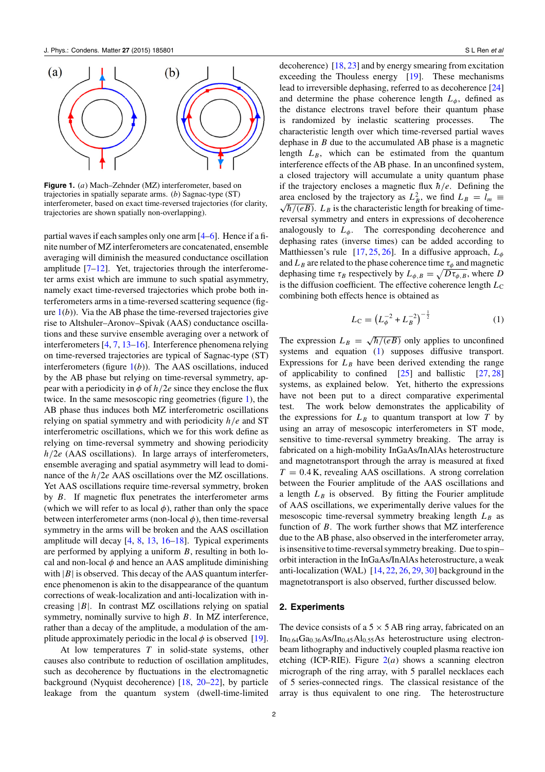**Figure 1.** (*a*) Mach–Zehnder (MZ) interferometer, based on trajectories in spatially separate arms. (*b*) Sagnac-type (ST) interferometer, based on exact time-reversed trajectories (for clarity, trajectories are shown spatially non-overlapping).

partial waves if each samples only one arm [4–6]. Hence if a finite number of MZ interferometers are concatenated, ensemble averaging will diminish the measured conductance oscillation amplitude [7–12]. Yet, trajectories through the interferometer arms exist which are immune to such spatial asymmetry, namely exact time-reversed trajectories which probe both interferometers arms in a time-reversed scattering sequence (figure 1(*b*)). Via the AB phase the time-reversed trajectories give rise to Altshuler–Aronov–Spivak (AAS) conductance oscillations and these survive ensemble averaging over a network of interferometers [4, 7, 13–16]. Interference phenomena relying on time-reversed trajectories are typical of Sagnac-type (ST) interferometers (figure 1(*b*)). The AAS oscillations, induced by the AB phase but relying on time-reversal symmetry, appear with a periodicity in $\phi$ of $h/2e$ since they enclose the flux twice. In the same mesoscopic ring geometries (figure 1), the AB phase thus induces both MZ interferometric oscillations relying on spatial symmetry and with periodicity $h/e$ and ST interferometric oscillations, which we for this work define as relying on time-reversal symmetry and showing periodicity $h/2e$ (AAS oscillations). In large arrays of interferometers, ensemble averaging and spatial asymmetry will lead to dominance of the $h/2e$ AAS oscillations over the MZ oscillations. Yet AAS oscillations require time-reversal symmetry, broken by $B$. If magnetic flux penetrates the interferometer arms (which we will refer to as local $\phi$), rather than only the space between interferometer arms (non-local $\phi$), then time-reversal symmetry in the arms will be broken and the AAS oscillation amplitude will decay [4, 8, 13, 16–18]. Typical experiments are performed by applying a uniform $B$, resulting in both local and non-local $\phi$ and hence an AAS amplitude diminishing with $|B|$ is observed. This decay of the AAS quantum interference phenomenon is akin to the disappearance of the quantum corrections of weak-localization and anti-localization with increasing $|B|$. In contrast MZ oscillations relying on spatial symmetry, nominally survive to high $B$. In MZ interference, rather than a decay of the amplitude, a modulation of the amplitude approximately periodic in the local $\phi$ is observed [19].

At low temperatures $T$ in solid-state systems, other causes also contribute to reduction of oscillation amplitudes, such as decoherence by fluctuations in the electromagnetic background (Nyquist decoherence) [18, 20–22], by particle leakage from the quantum system (dwell-time-limited decoherence) [18, 23] and by energy smearing from excitation exceeding the Thouless energy [19]. These mechanisms lead to irreversible dephasing, referred to as decoherence [24] and determine the phase coherence length $L_\phi$, defined as the distance electrons travel before their quantum phase is randomized by inelastic scattering processes. The characteristic length over which time-reversed partial waves dephase in $B$ due to the accumulated AB phase is a magnetic length $L_B$, which can be estimated from the quantum interference effects of the AB phase. In an unconfined system, a closed trajectory will accumulate a unity quantum phase if the trajectory encloses a magnetic flux $\hbar/e$. Defining the area enclosed by the trajectory as $L_B^2$, we find $L_B = l_m \equiv \sqrt{\hbar/(eB)}$. $L_B$ is the characteristic length for breaking of time-reversal symmetry and enters in expressions of decoherence analogously to $L_\phi$. The corresponding decoherence and dephasing rates (inverse times) can be added according to Matthiessen's rule [17, 25, 26]. In a diffusive approach, $L_\phi$ and $L_B$ are related to the phase coherence time $\tau_\phi$ and magnetic dephasing time $\tau_B$ respectively by $L_{\phi,B} = \sqrt{D\tau_{\phi,B}}$, where $D$ is the diffusion coefficient. The effective coherence length $L_C$ combining both effects hence is obtained as

$$L_C = \left(L_\phi^{-2} + L_B^{-2}\right)^{-\frac{1}{2}} \tag{1}$$

The expression $L_B = \sqrt{\hbar/(eB)}$ only applies to unconfined systems and equation (1) supposes diffusive transport. Expressions for $L_B$ have been derived extending the range of applicability to confined [25] and ballistic [27, 28] systems, as explained below. Yet, hitherto the expressions have not been put to a direct comparative experimental test. The work below demonstrates the applicability of the expressions for $L_B$ to quantum transport at low $T$ by using an array of mesoscopic interferometers in ST mode, sensitive to time-reversal symmetry breaking. The array is fabricated on a high-mobility InGaAs/InAlAs heterostructure and magnetotransport through the array is measured at fixed $T = 0.4$ K, revealing AAS oscillations. A strong correlation between the Fourier amplitude of the AAS oscillations and a length $L_B$ is observed. By fitting the Fourier amplitude of AAS oscillations, we experimentally derive values for the mesoscopic time-reversal symmetry breaking length $L_B$ as function of $B$. The work further shows that MZ interference due to the AB phase, also observed in the interferometer array, is insensitive to time-reversal symmetry breaking. Due to spin–orbit interaction in the InGaAs/InAlAs heterostructure, a weak anti-localization (WAL) [14, 22, 26, 29, 30] background in the magnetotransport is also observed, further discussed below.

## 2. Experiments

The device consists of a $5 \times 5$ AB ring array, fabricated on an $In_{0.64}Ga_{0.36}As/In_{0.45}Al_{0.55}As$ heterostructure using electron-beam lithography and inductively coupled plasma reactive ion etching (ICP-RIE). Figure 2(*a*) shows a scanning electron micrograph of the ring array, with 5 parallel necklaces each of 5 series-connected rings. The classical resistance of the array is thus equivalent to one ring. The heterostructure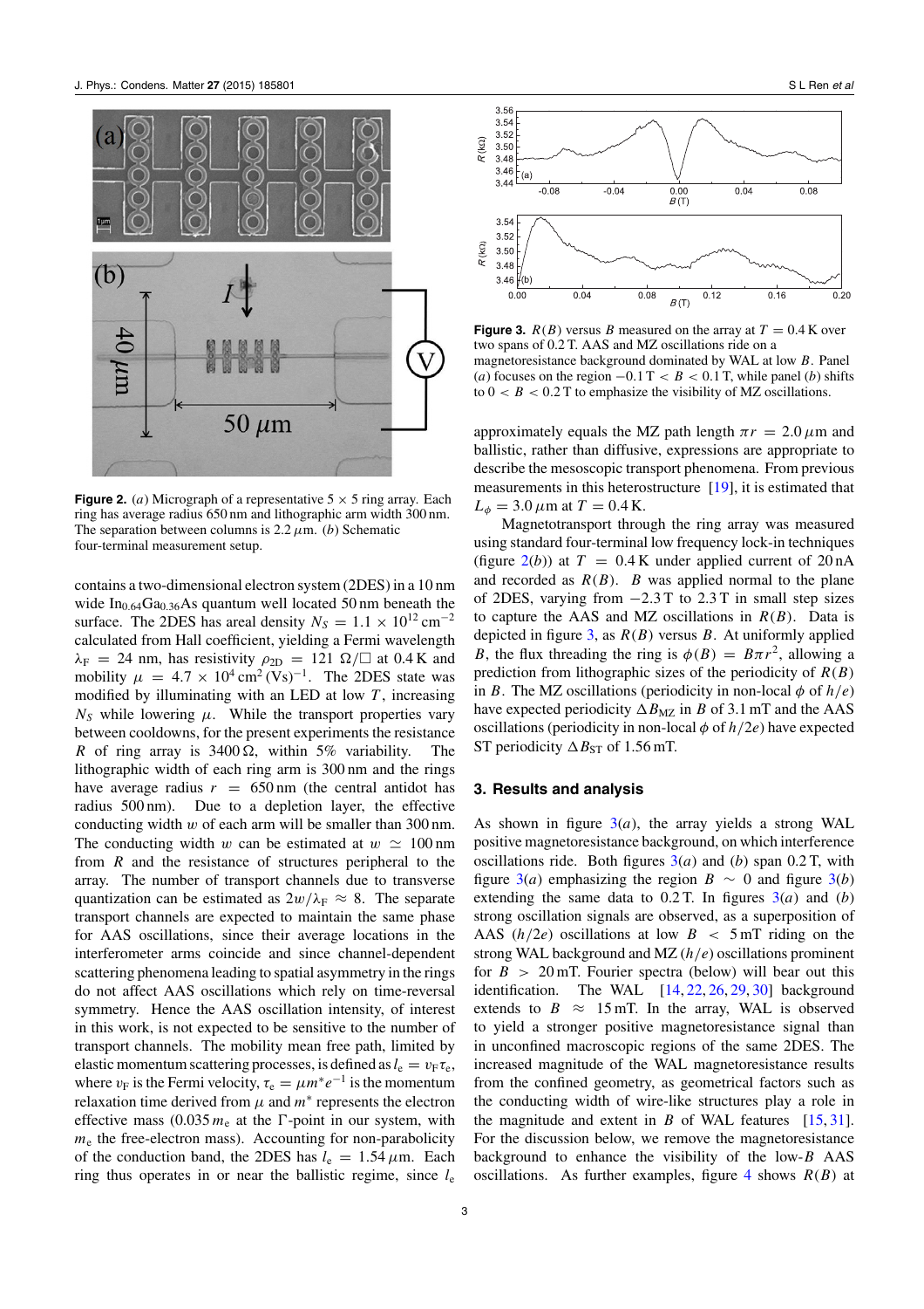**Figure 2.** (*a*) Micrograph of a representative 5 × 5 ring array. Each ring has average radius 650 nm and lithographic arm width 300 nm. The separation between columns is 2.2 $\mu$m. (*b*) Schematic four-terminal measurement setup.

contains a two-dimensional electron system (2DES) in a 10 nm wide $In_{0.64}Ga_{0.36}As$ quantum well located 50 nm beneath the surface. The 2DES has areal density $N_S = 1.1 \times 10^{12}$ cm$^{-2}$ calculated from Hall coefficient, yielding a Fermi wavelength $\lambda_F = 24$ nm, has resistivity $\rho_{2D} = 121\ \Omega/\square$ at 0.4 K and mobility $\mu = 4.7 \times 10^4$ cm$^2$ (Vs)$^{-1}$. The 2DES state was modified by illuminating with an LED at low $T$, increasing $N_S$ while lowering $\mu$. While the transport properties vary between cooldowns, for the present experiments the resistance $R$ of ring array is 3400 Ω, within 5% variability. The lithographic width of each ring arm is 300 nm and the rings have average radius $r = 650$ nm (the central antidot has radius 500 nm). Due to a depletion layer, the effective conducting width $w$ of each arm will be smaller than 300 nm. The conducting width $w$ can be estimated at $w \simeq 100$ nm from $R$ and the resistance of structures peripheral to the array. The number of transport channels due to transverse quantization can be estimated as $2w/\lambda_F \approx 8$. The separate transport channels are expected to maintain the same phase for AAS oscillations, since their average locations in the interferometer arms coincide and since channel-dependent scattering phenomena leading to spatial asymmetry in the rings do not affect AAS oscillations which rely on time-reversal symmetry. Hence the AAS oscillation intensity, of interest in this work, is not expected to be sensitive to the number of transport channels. The mobility mean free path, limited by elastic momentum scattering processes, is defined as $l_e = v_F\tau_e$, where $v_F$ is the Fermi velocity, $\tau_e = \mu m^* e^{-1}$ is the momentum relaxation time derived from $\mu$ and $m^*$ represents the electron effective mass (0.035 $m_e$ at the Γ-point in our system, with $m_e$ the free-electron mass). Accounting for non-parabolicity of the conduction band, the 2DES has $l_e = 1.54\ \mu$m. Each ring thus operates in or near the ballistic regime, since $l_e$

**Figure 3.** $R(B)$ versus $B$ measured on the array at $T = 0.4$ K over two spans of 0.2 T. AAS and MZ oscillations ride on a magnetoresistance background dominated by WAL at low $B$. Panel (*a*) focuses on the region $-0.1$ T $< B < 0.1$ T, while panel (*b*) shifts to $0 < B < 0.2$ T to emphasize the visibility of MZ oscillations.

approximately equals the MZ path length $\pi r = 2.0\ \mu$m and ballistic, rather than diffusive, expressions are appropriate to describe the mesoscopic transport phenomena. From previous measurements in this heterostructure [19], it is estimated that $L_\phi = 3.0\ \mu$m at $T = 0.4$ K.

Magnetotransport through the ring array was measured using standard four-terminal low frequency lock-in techniques (figure 2(*b*)) at $T = 0.4$ K under applied current of 20 nA and recorded as $R(B)$. $B$ was applied normal to the plane of 2DES, varying from $-2.3$ T to 2.3 T in small step sizes to capture the AAS and MZ oscillations in $R(B)$. Data is depicted in figure 3, as $R(B)$ versus $B$. At uniformly applied $B$, the flux threading the ring is $\phi(B) = B\pi r^2$, allowing a prediction from lithographic sizes of the periodicity of $R(B)$ in $B$. The MZ oscillations (periodicity in non-local $\phi$ of $h/e$) have expected periodicity $\Delta B_{MZ}$ in $B$ of 3.1 mT and the AAS oscillations (periodicity in non-local $\phi$ of $h/2e$) have expected ST periodicity $\Delta B_{ST}$ of 1.56 mT.

## 3. Results and analysis

As shown in figure 3(*a*), the array yields a strong WAL positive magnetoresistance background, on which interference oscillations ride. Both figures 3(*a*) and (*b*) span 0.2 T, with figure 3(*a*) emphasizing the region $B \sim 0$ and figure 3(*b*) extending the same data to 0.2 T. In figures 3(*a*) and (*b*) strong oscillation signals are observed, as a superposition of AAS ($h/2e$) oscillations at low $B < 5$ mT riding on the strong WAL background and MZ ($h/e$) oscillations prominent for $B > 20$ mT. Fourier spectra (below) will bear out this identification. The WAL [14, 22, 26, 29, 30] background extends to $B \approx 15$ mT. In the array, WAL is observed to yield a stronger positive magnetoresistance signal than in unconfined macroscopic regions of the same 2DES. The increased magnitude of the WAL magnetoresistance results from the confined geometry, as geometrical factors such as the conducting width of wire-like structures play a role in the magnitude and extent in $B$ of WAL features [15, 31]. For the discussion below, we remove the magnetoresistance background to enhance the visibility of the low-$B$ AAS oscillations. As further examples, figure 4 shows $R(B)$ at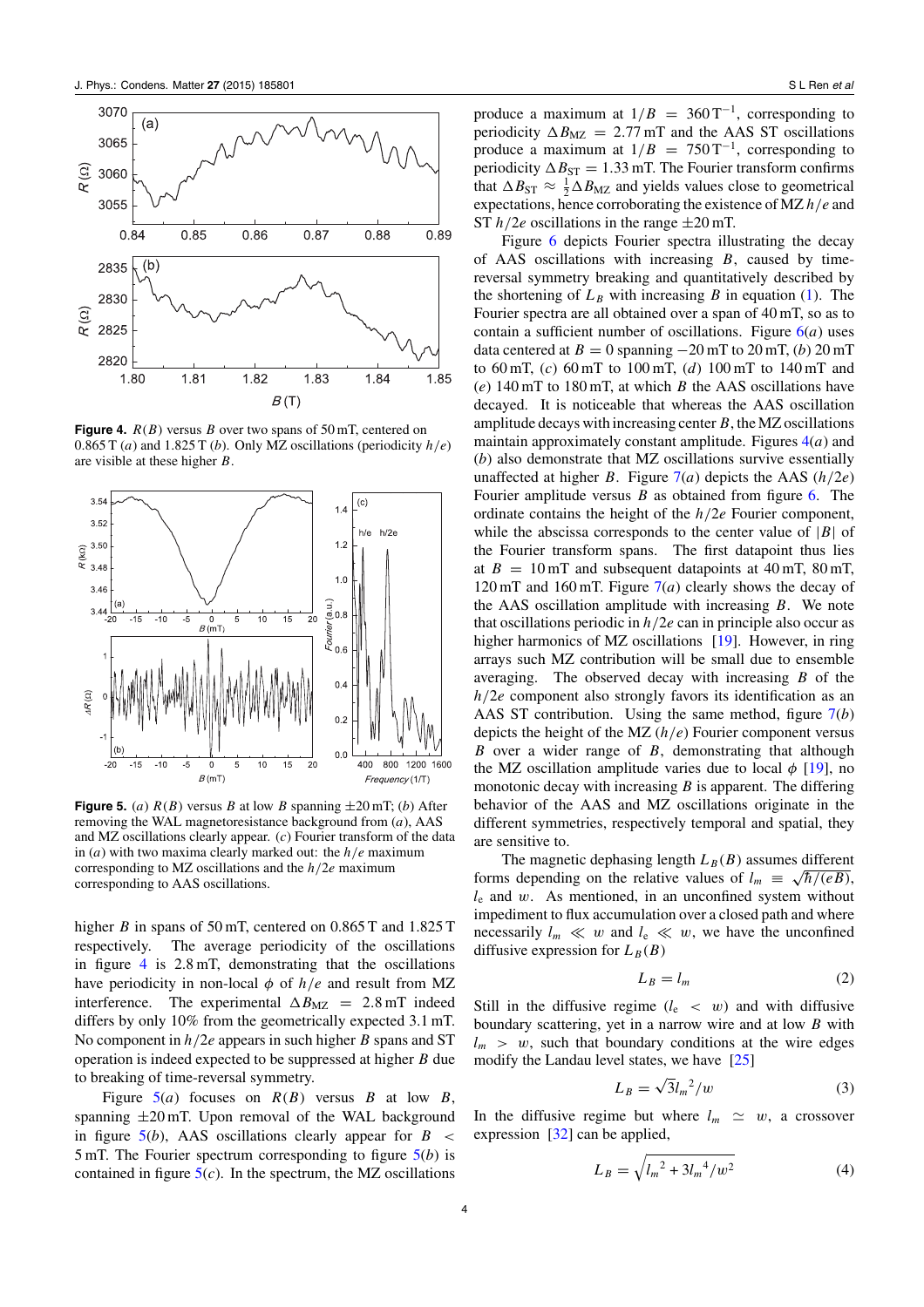**Figure 4.** $R(B)$ versus $B$ over two spans of 50 mT, centered on 0.865 T ($a$) and 1.825 T ($b$). Only MZ oscillations (periodicity $h/e$) are visible at these higher $B$.

**Figure 5.** ($a$) $R(B)$ versus $B$ at low $B$ spanning $\pm$20 mT; ($b$) After removing the WAL magnetoresistance background from ($a$), AAS and MZ oscillations clearly appear. ($c$) Fourier transform of the data in ($a$) with two maxima clearly marked out: the $h/e$ maximum corresponding to MZ oscillations and the $h/2e$ maximum corresponding to AAS oscillations.

higher $B$ in spans of 50 mT, centered on 0.865 T and 1.825 T respectively. The average periodicity of the oscillations in figure 4 is 2.8 mT, demonstrating that the oscillations have periodicity in non-local $\phi$ of $h/e$ and result from MZ interference. The experimental $\Delta B_{\mathrm{MZ}} = 2.8$ mT indeed differs by only 10% from the geometrically expected 3.1 mT. No component in $h/2e$ appears in such higher $B$ spans and ST operation is indeed expected to be suppressed at higher $B$ due to breaking of time-reversal symmetry.

Figure 5($a$) focuses on $R(B)$ versus $B$ at low $B$, spanning $\pm$20 mT. Upon removal of the WAL background in figure 5($b$), AAS oscillations clearly appear for $B <$ 5 mT. The Fourier spectrum corresponding to figure 5($b$) is contained in figure 5($c$). In the spectrum, the MZ oscillations produce a maximum at $1/B = 360\,\mathrm{T}^{-1}$, corresponding to periodicity $\Delta B_{\mathrm{MZ}} = 2.77$ mT and the AAS ST oscillations produce a maximum at $1/B = 750\,\mathrm{T}^{-1}$, corresponding to periodicity $\Delta B_{\mathrm{ST}} = 1.33$ mT. The Fourier transform confirms that $\Delta B_{\mathrm{ST}} \approx \frac{1}{2}\Delta B_{\mathrm{MZ}}$ and yields values close to geometrical expectations, hence corroborating the existence of MZ $h/e$ and ST $h/2e$ oscillations in the range $\pm$20 mT.

Figure 6 depicts Fourier spectra illustrating the decay of AAS oscillations with increasing $B$, caused by time-reversal symmetry breaking and quantitatively described by the shortening of $L_B$ with increasing $B$ in equation (1). The Fourier spectra are all obtained over a span of 40 mT, so as to contain a sufficient number of oscillations. Figure 6($a$) uses data centered at $B = 0$ spanning $-20$ mT to 20 mT, ($b$) 20 mT to 60 mT, ($c$) 60 mT to 100 mT, ($d$) 100 mT to 140 mT and ($e$) 140 mT to 180 mT, at which $B$ the AAS oscillations have decayed. It is noticeable that whereas the AAS oscillation amplitude decays with increasing center $B$, the MZ oscillations maintain approximately constant amplitude. Figures 4($a$) and ($b$) also demonstrate that MZ oscillations survive essentially unaffected at higher $B$. Figure 7($a$) depicts the AAS ($h/2e$) Fourier amplitude versus $B$ as obtained from figure 6. The ordinate contains the height of the $h/2e$ Fourier component, while the abscissa corresponds to the center value of $|B|$ of the Fourier transform spans. The first datapoint thus lies at $B = 10$ mT and subsequent datapoints at 40 mT, 80 mT, 120 mT and 160 mT. Figure 7($a$) clearly shows the decay of the AAS oscillation amplitude with increasing $B$. We note that oscillations periodic in $h/2e$ can in principle also occur as higher harmonics of MZ oscillations [19]. However, in ring arrays such MZ contribution will be small due to ensemble averaging. The observed decay with increasing $B$ of the $h/2e$ component also strongly favors its identification as an AAS ST contribution. Using the same method, figure 7($b$) depicts the height of the MZ ($h/e$) Fourier component versus $B$ over a wider range of $B$, demonstrating that although the MZ oscillation amplitude varies due to local $\phi$ [19], no monotonic decay with increasing $B$ is apparent. The differing behavior of the AAS and MZ oscillations originate in the different symmetries, respectively temporal and spatial, they are sensitive to.

The magnetic dephasing length $L_B(B)$ assumes different forms depending on the relative values of $l_m \equiv \sqrt{\hbar/(eB)}$, $l_e$ and $w$. As mentioned, in an unconfined system without impediment to flux accumulation over a closed path and where necessarily $l_m \ll w$ and $l_e \ll w$, we have the unconfined diffusive expression for $L_B(B)$

$$L_B = l_m \tag{2}$$

Still in the diffusive regime ($l_e < w$) and with diffusive boundary scattering, yet in a narrow wire and at low $B$ with $l_m > w$, such that boundary conditions at the wire edges modify the Landau level states, we have [25]

$$L_B = \sqrt{3}{l_m}^2/w \tag{3}$$

In the diffusive regime but where $l_m \simeq w$, a crossover expression [32] can be applied,

$$L_B = \sqrt{{l_m}^2 + 3{l_m}^4/w^2} \tag{4}$$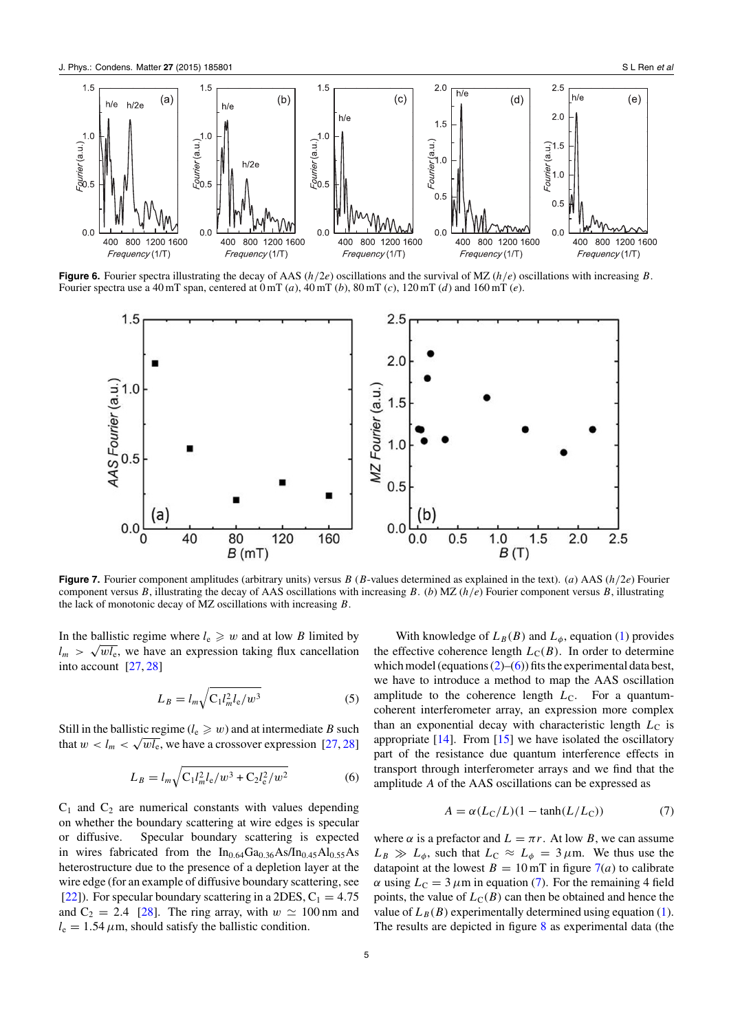**Figure 6.** Fourier spectra illustrating the decay of AAS ($h/2e$) oscillations and the survival of MZ ($h/e$) oscillations with increasing $B$. Fourier spectra use a 40 mT span, centered at 0 mT ($a$), 40 mT ($b$), 80 mT ($c$), 120 mT ($d$) and 160 mT ($e$).

**Figure 7.** Fourier component amplitudes (arbitrary units) versus $B$ ($B$-values determined as explained in the text). ($a$) AAS ($h/2e$) Fourier component versus $B$, illustrating the decay of AAS oscillations with increasing $B$. ($b$) MZ ($h/e$) Fourier component versus $B$, illustrating the lack of monotonic decay of MZ oscillations with increasing $B$.

In the ballistic regime where $l_e \geqslant w$ and at low $B$ limited by $l_m > \sqrt{wl_e}$, we have an expression taking flux cancellation into account [27, 28]

$$L_B = l_m\sqrt{C_1 l_m^2 l_e / w^3} \tag{5}$$

Still in the ballistic regime ($l_e \geqslant w$) and at intermediate $B$ such that $w < l_m < \sqrt{wl_e}$, we have a crossover expression [27, 28]

$$L_B = l_m\sqrt{C_1 l_m^2 l_e / w^3 + C_2 l_e^2 / w^2} \tag{6}$$

$C_1$ and $C_2$ are numerical constants with values depending on whether the boundary scattering at wire edges is specular or diffusive. Specular boundary scattering is expected in wires fabricated from the $In_{0.64}Ga_{0.36}As/In_{0.45}Al_{0.55}As$ heterostructure due to the presence of a depletion layer at the wire edge (for an example of diffusive boundary scattering, see [22]). For specular boundary scattering in a 2DES, $C_1 = 4.75$ and $C_2 = 2.4$ [28]. The ring array, with $w \simeq 100$ nm and $l_e = 1.54\,\mu$m, should satisfy the ballistic condition.

With knowledge of $L_B(B)$ and $L_\phi$, equation (1) provides the effective coherence length $L_C(B)$. In order to determine which model (equations (2)–(6)) fits the experimental data best, we have to introduce a method to map the AAS oscillation amplitude to the coherence length $L_C$. For a quantum-coherent interferometer array, an expression more complex than an exponential decay with characteristic length $L_C$ is appropriate [14]. From [15] we have isolated the oscillatory part of the resistance due quantum interference effects in transport through interferometer arrays and we find that the amplitude $A$ of the AAS oscillations can be expressed as

$$A = \alpha(L_C/L)(1 - \tanh(L/L_C)) \tag{7}$$

where $\alpha$ is a prefactor and $L = \pi r$. At low $B$, we can assume $L_B \gg L_\phi$, such that $L_C \approx L_\phi = 3\,\mu$m. We thus use the datapoint at the lowest $B = 10$ mT in figure 7($a$) to calibrate $\alpha$ using $L_C = 3\,\mu$m in equation (7). For the remaining 4 field points, the value of $L_C(B)$ can then be obtained and hence the value of $L_B(B)$ experimentally determined using equation (1). The results are depicted in figure 8 as experimental data (the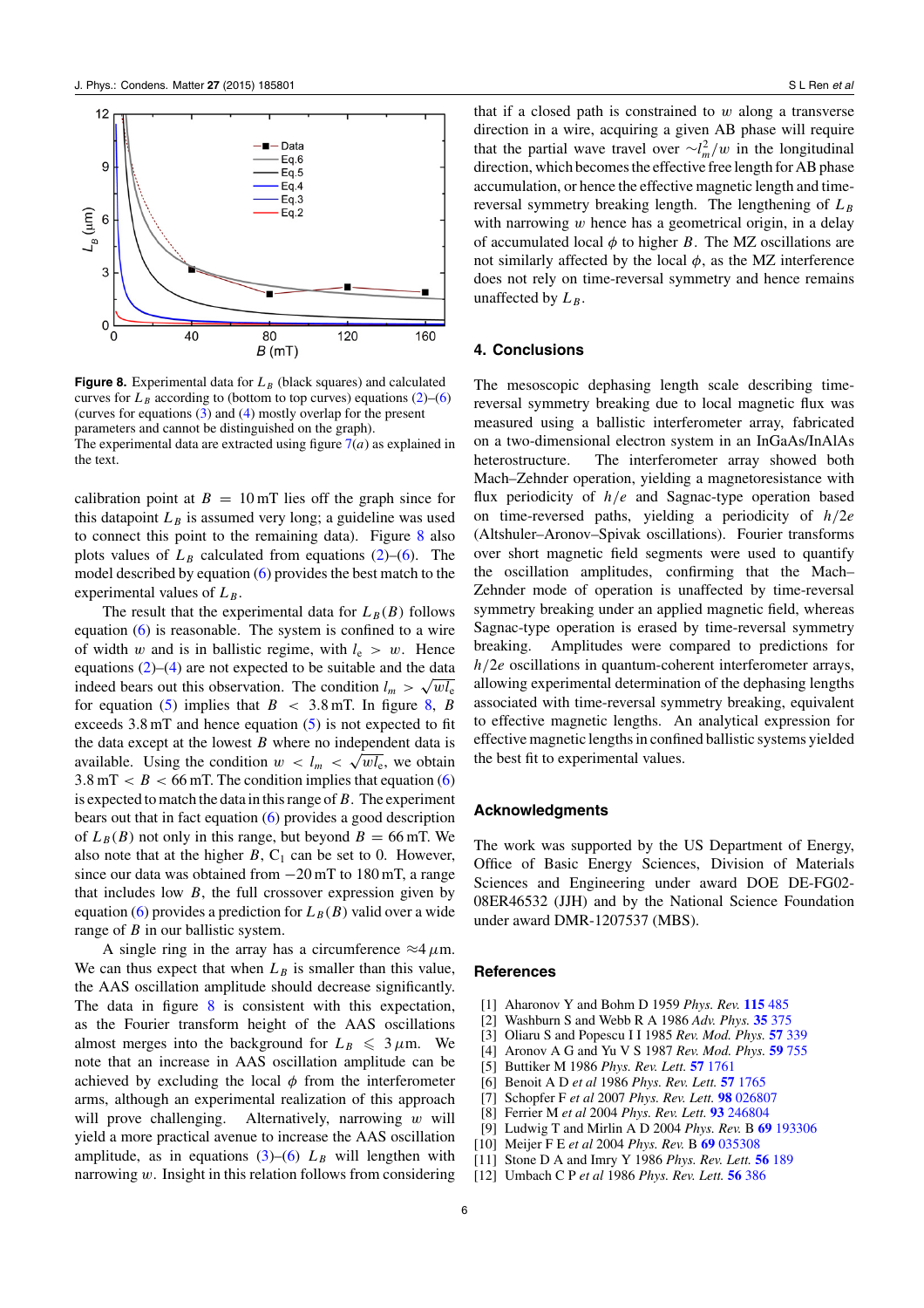**Figure 8.** Experimental data for $L_B$ (black squares) and calculated curves for $L_B$ according to (bottom to top curves) equations (2)–(6) (curves for equations (3) and (4) mostly overlap for the present parameters and cannot be distinguished on the graph).
The experimental data are extracted using figure 7(*a*) as explained in the text.

calibration point at $B = 10\,\text{mT}$ lies off the graph since for this datapoint $L_B$ is assumed very long; a guideline was used to connect this point to the remaining data). Figure 8 also plots values of $L_B$ calculated from equations (2)–(6). The model described by equation (6) provides the best match to the experimental values of $L_B$.

The result that the experimental data for $L_B(B)$ follows equation (6) is reasonable. The system is confined to a wire of width $w$ and is in ballistic regime, with $l_e > w$. Hence equations (2)–(4) are not expected to be suitable and the data indeed bears out this observation. The condition $l_m > \sqrt{wl_e}$ for equation (5) implies that $B < 3.8\,\text{mT}$. In figure 8, $B$ exceeds 3.8 mT and hence equation (5) is not expected to fit the data except at the lowest $B$ where no independent data is available. Using the condition $w < l_m < \sqrt{wl_e}$, we obtain $3.8\,\text{mT} < B < 66\,\text{mT}$. The condition implies that equation (6) is expected to match the data in this range of $B$. The experiment bears out that in fact equation (6) provides a good description of $L_B(B)$ not only in this range, but beyond $B = 66\,\text{mT}$. We also note that at the higher $B$, $C_1$ can be set to 0. However, since our data was obtained from $-20\,\text{mT}$ to 180 mT, a range that includes low $B$, the full crossover expression given by equation (6) provides a prediction for $L_B(B)$ valid over a wide range of $B$ in our ballistic system.

A single ring in the array has a circumference $\approx 4\,\mu\text{m}$. We can thus expect that when $L_B$ is smaller than this value, the AAS oscillation amplitude should decrease significantly. The data in figure 8 is consistent with this expectation, as the Fourier transform height of the AAS oscillations almost merges into the background for $L_B \leqslant 3\,\mu\text{m}$. We note that an increase in AAS oscillation amplitude can be achieved by excluding the local $\phi$ from the interferometer arms, although an experimental realization of this approach will prove challenging. Alternatively, narrowing $w$ will yield a more practical avenue to increase the AAS oscillation amplitude, as in equations (3)–(6) $L_B$ will lengthen with narrowing $w$. Insight in this relation follows from considering that if a closed path is constrained to $w$ along a transverse direction in a wire, acquiring a given AB phase will require that the partial wave travel over $\sim l_m^2/w$ in the longitudinal direction, which becomes the effective free length for AB phase accumulation, or hence the effective magnetic length and time-reversal symmetry breaking length. The lengthening of $L_B$ with narrowing $w$ hence has a geometrical origin, in a delay of accumulated local $\phi$ to higher $B$. The MZ oscillations are not similarly affected by the local $\phi$, as the MZ interference does not rely on time-reversal symmetry and hence remains unaffected by $L_B$.

## 4. Conclusions

The mesoscopic dephasing length scale describing time-reversal symmetry breaking due to local magnetic flux was measured using a ballistic interferometer array, fabricated on a two-dimensional electron system in an InGaAs/InAlAs heterostructure. The interferometer array showed both Mach–Zehnder operation, yielding a magnetoresistance with flux periodicity of $h/e$ and Sagnac-type operation based on time-reversed paths, yielding a periodicity of $h/2e$ (Altshuler–Aronov–Spivak oscillations). Fourier transforms over short magnetic field segments were used to quantify the oscillation amplitudes, confirming that the Mach–Zehnder mode of operation is unaffected by time-reversal symmetry breaking under an applied magnetic field, whereas Sagnac-type operation is erased by time-reversal symmetry breaking. Amplitudes were compared to predictions for $h/2e$ oscillations in quantum-coherent interferometer arrays, allowing experimental determination of the dephasing lengths associated with time-reversal symmetry breaking, equivalent to effective magnetic lengths. An analytical expression for effective magnetic lengths in confined ballistic systems yielded the best fit to experimental values.

## Acknowledgments

The work was supported by the US Department of Energy, Office of Basic Energy Sciences, Division of Materials Sciences and Engineering under award DOE DE-FG02-08ER46532 (JJH) and by the National Science Foundation under award DMR-1207537 (MBS).

## References

[1] Aharonov Y and Bohm D 1959 *Phys. Rev.* **115** 485
[2] Washburn S and Webb R A 1986 *Adv. Phys.* **35** 375
[3] Oliaru S and Popescu I I 1985 *Rev. Mod. Phys.* **57** 339
[4] Aronov A G and Yu V S 1987 *Rev. Mod. Phys.* **59** 755
[5] Buttiker M 1986 *Phys. Rev. Lett.* **57** 1761
[6] Benoit A D *et al* 1986 *Phys. Rev. Lett.* **57** 1765
[7] Schopfer F *et al* 2007 *Phys. Rev. Lett.* **98** 026807
[8] Ferrier M *et al* 2004 *Phys. Rev. Lett.* **93** 246804
[9] Ludwig T and Mirlin A D 2004 *Phys. Rev.* B **69** 193306
[10] Meijer F E *et al* 2004 *Phys. Rev.* B **69** 035308
[11] Stone D A and Imry Y 1986 *Phys. Rev. Lett.* **56** 189
[12] Umbach C P *et al* 1986 *Phys. Rev. Lett.* **56** 386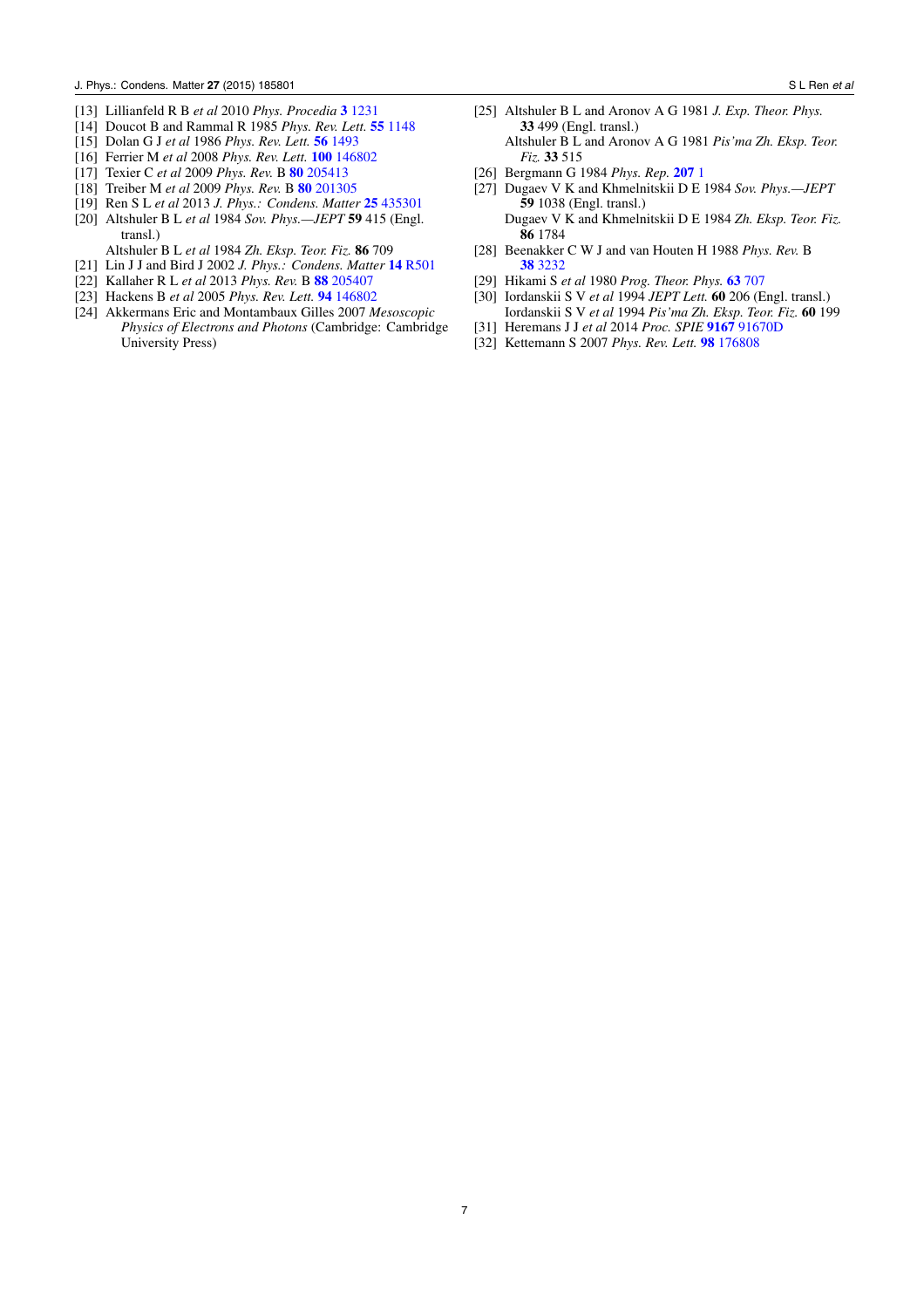[13] Lillianfeld R B *et al* 2010 *Phys. Procedia* **3** 1231
[14] Doucot B and Rammal R 1985 *Phys. Rev. Lett.* **55** 1148
[15] Dolan G J *et al* 1986 *Phys. Rev. Lett.* **56** 1493
[16] Ferrier M *et al* 2008 *Phys. Rev. Lett.* **100** 146802
[17] Texier C *et al* 2009 *Phys. Rev.* B **80** 205413
[18] Treiber M *et al* 2009 *Phys. Rev.* B **80** 201305
[19] Ren S L *et al* 2013 *J. Phys.: Condens. Matter* **25** 435301
[20] Altshuler B L *et al* 1984 *Sov. Phys.—JEPT* **59** 415 (Engl. transl.)
Altshuler B L *et al* 1984 *Zh. Eksp. Teor. Fiz.* **86** 709
[21] Lin J J and Bird J 2002 *J. Phys.: Condens. Matter* **14** R501
[22] Kallaher R L *et al* 2013 *Phys. Rev.* B **88** 205407
[23] Hackens B *et al* 2005 *Phys. Rev. Lett.* **94** 146802
[24] Akkermans Eric and Montambaux Gilles 2007 *Mesoscopic Physics of Electrons and Photons* (Cambridge: Cambridge University Press)
[25] Altshuler B L and Aronov A G 1981 *J. Exp. Theor. Phys.* **33** 499 (Engl. transl.)
Altshuler B L and Aronov A G 1981 *Pis'ma Zh. Eksp. Teor. Fiz.* **33** 515
[26] Bergmann G 1984 *Phys. Rep.* **207** 1
[27] Dugaev V K and Khmelnitskii D E 1984 *Sov. Phys.—JEPT* **59** 1038 (Engl. transl.)
Dugaev V K and Khmelnitskii D E 1984 *Zh. Eksp. Teor. Fiz.* **86** 1784
[28] Beenakker C W J and van Houten H 1988 *Phys. Rev.* B **38** 3232
[29] Hikami S *et al* 1980 *Prog. Theor. Phys.* **63** 707
[30] Iordanskii S V *et al* 1994 *JEPT Lett.* **60** 206 (Engl. transl.)
Iordanskii S V *et al* 1994 *Pis'ma Zh. Eksp. Teor. Fiz.* **60** 199
[31] Heremans J J *et al* 2014 *Proc. SPIE* **9167** 91670D
[32] Kettemann S 2007 *Phys. Rev. Lett.* **98** 176808